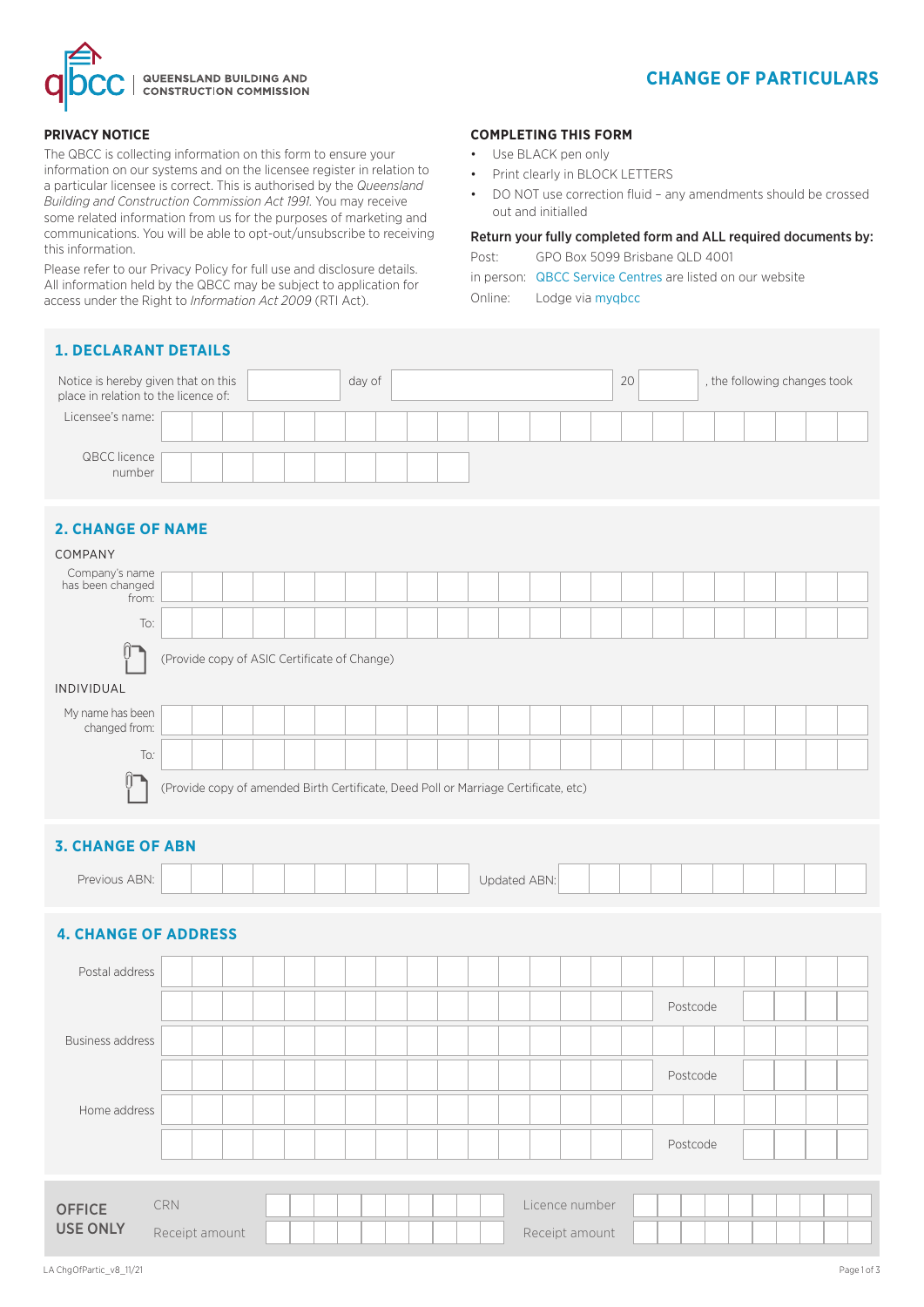QUEENSLAND BUILDING AND CONSTRUCTION COMMISSION

# CHANGE OF PARTICULARS

## PRIVACY NOTICE

The QBCC is collecting information on this form to ensure your information on our systems and on the licensee register in relation to a particular licensee is correct. This is authorised by the *Queensland Building and Construction Commission Act 1991*. You may receive some related information from us for the purposes of marketing and communications. You will be able to opt-out/unsubscribe to receiving this information.

Please refer to our Privacy Policy for full use and disclosure details. All information held by the QBCC may be subject to application for access under the Right to *Information Act 2009* (RTI Act).

## COMPLETING THIS FORM

- Use BLACK pen only
- Print clearly in BLOCK LETTERS
- DO NOT use correction fluid – any amendments should be crossed out and initialled

**Return your fully completed form and ALL required documents by:**

Post: GPO Box 5099 Brisbane QLD 4001

in person: QBCC Service Centres are listed on our website

Online: Lodge via myqbcc

## 1. DECLARANT DETAILS

Notice is hereby given that on this ______ day of ______________ 20____ , the following changes took place in relation to the licence of:

Licensee's name:

QBCC licence number

## 2. CHANGE OF NAME

COMPANY

Company's name has been changed from:

To:

(Provide copy of ASIC Certificate of Change)

INDIVIDUAL

My name has been changed from:

To:

(Provide copy of amended Birth Certificate, Deed Poll or Marriage Certificate, etc)

## 3. CHANGE OF ABN

Previous ABN: Updated ABN:

## 4. CHANGE OF ADDRESS

Postal address

Postcode

Business address

Postcode

Home address

Postcode

| OFFICE USE ONLY | | | |
|---|---|---|---|
| CRN | | Licence number | |
| Receipt amount | | Receipt amount | |

LA ChgOfPartic_v8_11/21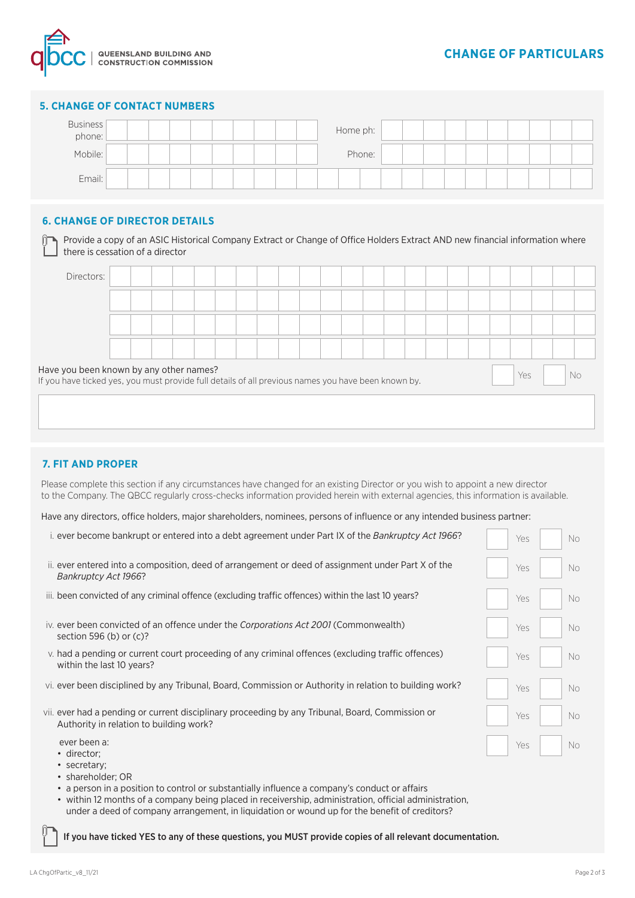## 5. CHANGE OF CONTACT NUMBERS

Business phone:

Home ph:

Mobile:

Phone:

Email:

## 6. CHANGE OF DIRECTOR DETAILS

Provide a copy of an ASIC Historical Company Extract or Change of Office Holders Extract AND new financial information where there is cessation of a director

Directors:

Have you been known by any other names? ☐ Yes ☐ No

If you have ticked yes, you must provide full details of all previous names you have been known by.

## 7. FIT AND PROPER

Please complete this section if any circumstances have changed for an existing Director or you wish to appoint a new director to the Company. The QBCC regularly cross-checks information provided herein with external agencies, this information is available.

Have any directors, office holders, major shareholders, nominees, persons of influence or any intended business partner:

i. ever become bankrupt or entered into a debt agreement under Part IX of the *Bankruptcy Act 1966*? ☐ Yes ☐ No

ii. ever entered into a composition, deed of arrangement or deed of assignment under Part X of the *Bankruptcy Act 1966*? ☐ Yes ☐ No

iii. been convicted of any criminal offence (excluding traffic offences) within the last 10 years? ☐ Yes ☐ No

iv. ever been convicted of an offence under the *Corporations Act 2001* (Commonwealth) section 596 (b) or (c)? ☐ Yes ☐ No

v. had a pending or current court proceeding of any criminal offences (excluding traffic offences) within the last 10 years? ☐ Yes ☐ No

vi. ever been disciplined by any Tribunal, Board, Commission or Authority in relation to building work? ☐ Yes ☐ No

vii. ever had a pending or current disciplinary proceeding by any Tribunal, Board, Commission or Authority in relation to building work? ☐ Yes ☐ No

ever been a: ☐ Yes ☐ No

- director;
- secretary;
- shareholder; OR
- a person in a position to control or substantially influence a company's conduct or affairs
- within 12 months of a company being placed in receivership, administration, official administration, under a deed of company arrangement, in liquidation or wound up for the benefit of creditors?

**If you have ticked YES to any of these questions, you MUST provide copies of all relevant documentation.**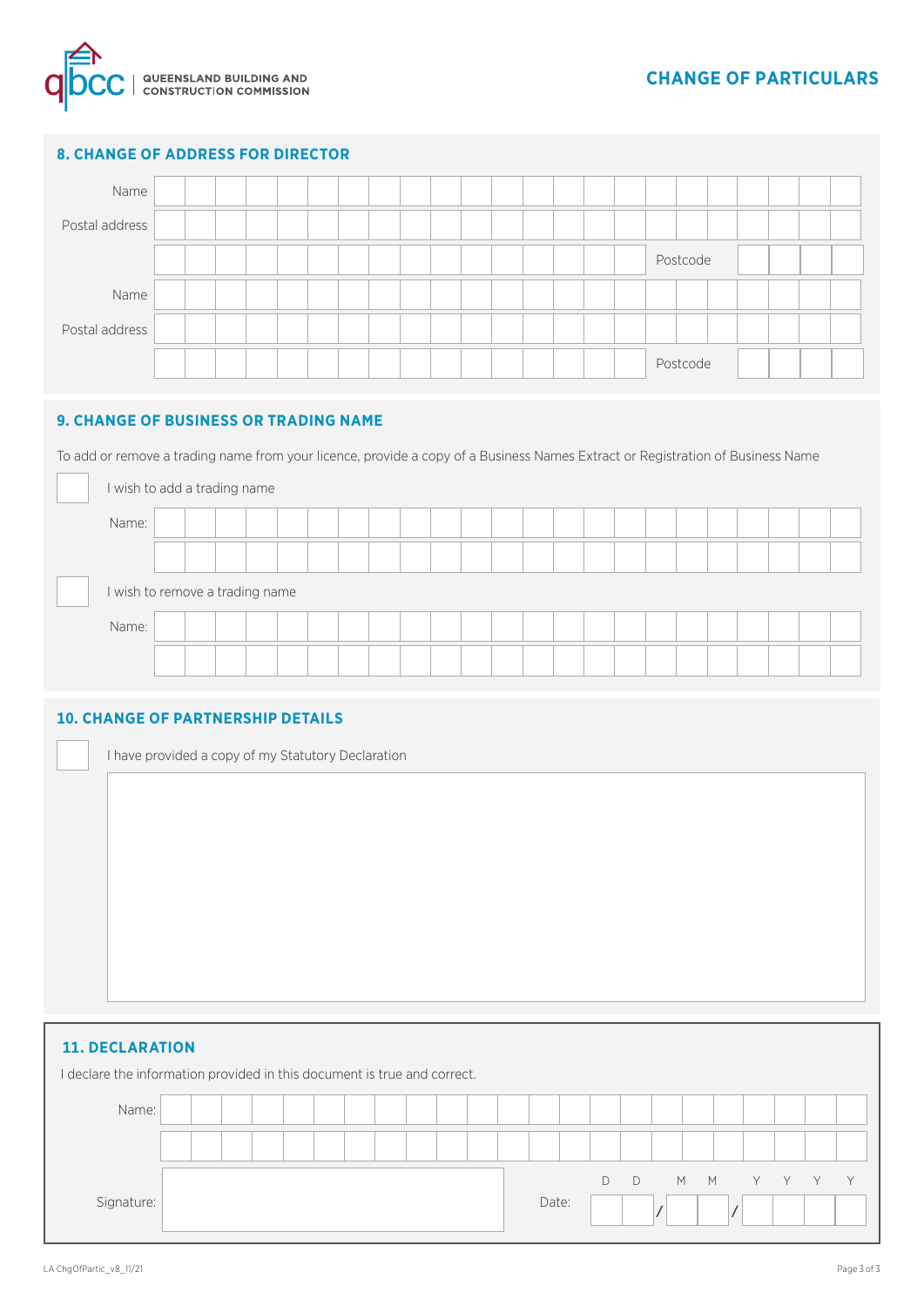QUEENSLAND BUILDING AND CONSTRUCTION COMMISSION

# CHANGE OF PARTICULARS

## 8. CHANGE OF ADDRESS FOR DIRECTOR

Name

Postal address

Postcode

Name

Postal address

Postcode

## 9. CHANGE OF BUSINESS OR TRADING NAME

To add or remove a trading name from your licence, provide a copy of a Business Names Extract or Registration of Business Name

☐ I wish to add a trading name

Name:

☐ I wish to remove a trading name

Name:

## 10. CHANGE OF PARTNERSHIP DETAILS

☐ I have provided a copy of my Statutory Declaration

## 11. DECLARATION

I declare the information provided in this document is true and correct.

Name:

Signature:

Date: D D / M M / Y Y Y Y

LA ChgOfPartic_v8_11/21